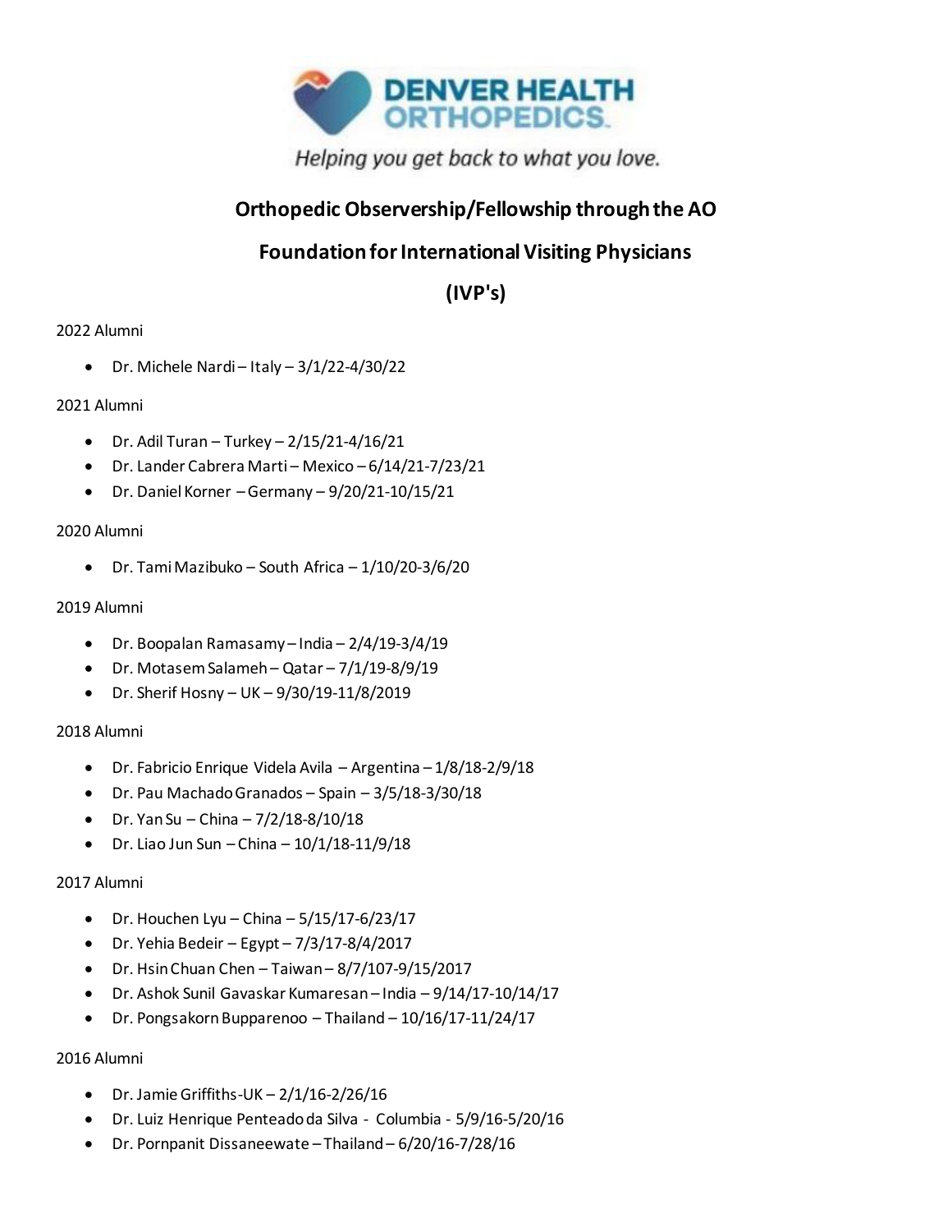DENVER HEALTH ORTHOPEDICS.

*Helping you get back to what you love.*

# Orthopedic Observership/Fellowship through the AO Foundation for International Visiting Physicians (IVP's)

2022 Alumni

- Dr. Michele Nardi – Italy – 3/1/22-4/30/22

2021 Alumni

- Dr. Adil Turan – Turkey – 2/15/21-4/16/21
- Dr. Lander Cabrera Marti – Mexico – 6/14/21-7/23/21
- Dr. Daniel Korner – Germany – 9/20/21-10/15/21

2020 Alumni

- Dr. Tami Mazibuko – South Africa – 1/10/20-3/6/20

2019 Alumni

- Dr. Boopalan Ramasamy – India – 2/4/19-3/4/19
- Dr. Motasem Salameh – Qatar – 7/1/19-8/9/19
- Dr. Sherif Hosny – UK – 9/30/19-11/8/2019

2018 Alumni

- Dr. Fabricio Enrique Videla Avila – Argentina – 1/8/18-2/9/18
- Dr. Pau Machado Granados – Spain – 3/5/18-3/30/18
- Dr. Yan Su – China – 7/2/18-8/10/18
- Dr. Liao Jun Sun – China – 10/1/18-11/9/18

2017 Alumni

- Dr. Houchen Lyu – China – 5/15/17-6/23/17
- Dr. Yehia Bedeir – Egypt – 7/3/17-8/4/2017
- Dr. Hsin Chuan Chen – Taiwan – 8/7/107-9/15/2017
- Dr. Ashok Sunil Gavaskar Kumaresan – India – 9/14/17-10/14/17
- Dr. Pongsakorn Bupparenoo – Thailand – 10/16/17-11/24/17

2016 Alumni

- Dr. Jamie Griffiths-UK – 2/1/16-2/26/16
- Dr. Luiz Henrique Penteado da Silva - Columbia - 5/9/16-5/20/16
- Dr. Pornpanit Dissaneewate – Thailand – 6/20/16-7/28/16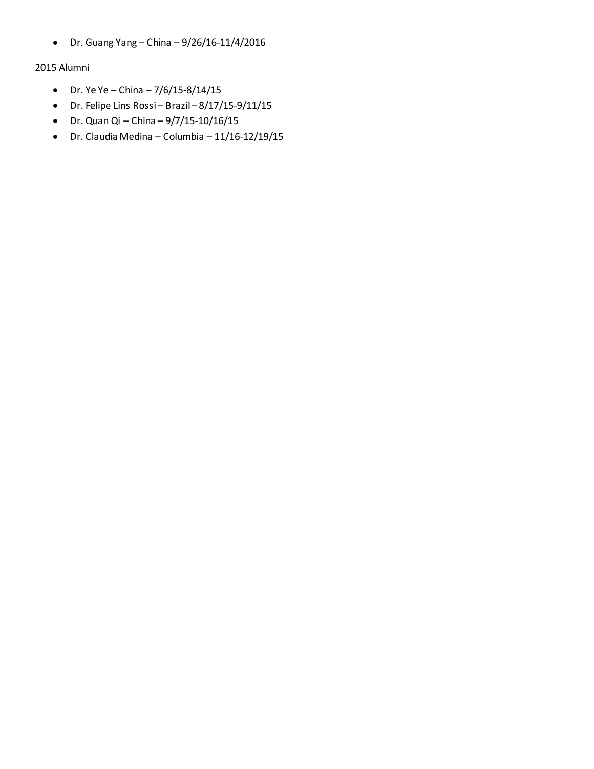- Dr. Guang Yang – China – 9/26/16-11/4/2016

2015 Alumni

- Dr. Ye Ye – China – 7/6/15-8/14/15
- Dr. Felipe Lins Rossi – Brazil – 8/17/15-9/11/15
- Dr. Quan Qi – China – 9/7/15-10/16/15
- Dr. Claudia Medina – Columbia – 11/16-12/19/15